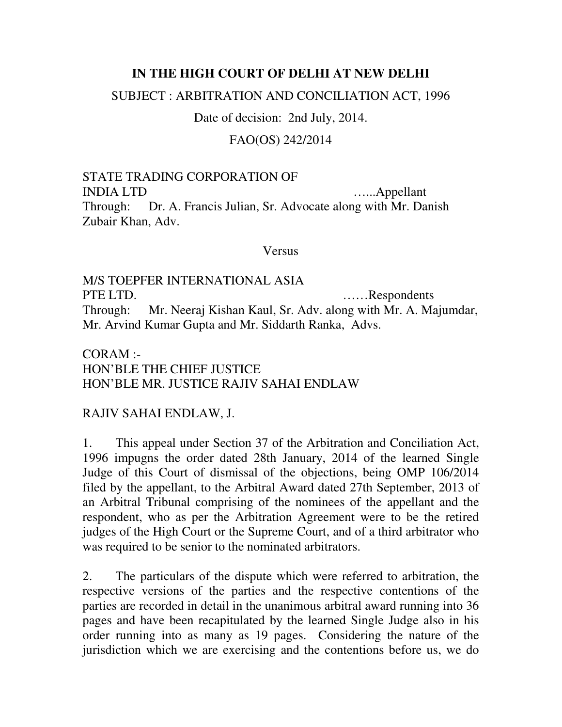**IN THE HIGH COURT OF DELHI AT NEW DELHI**

SUBJECT : ARBITRATION AND CONCILIATION ACT, 1996

Date of decision: 2nd July, 2014.

FAO(OS) 242/2014

STATE TRADING CORPORATION OF INDIA LTD …...Appellant

Through: Dr. A. Francis Julian, Sr. Advocate along with Mr. Danish Zubair Khan, Adv.

Versus

M/S TOEPFER INTERNATIONAL ASIA PTE LTD. ……Respondents

Through: Mr. Neeraj Kishan Kaul, Sr. Adv. along with Mr. A. Majumdar, Mr. Arvind Kumar Gupta and Mr. Siddarth Ranka, Advs.

CORAM :-
HON'BLE THE CHIEF JUSTICE
HON'BLE MR. JUSTICE RAJIV SAHAI ENDLAW

RAJIV SAHAI ENDLAW, J.

1. This appeal under Section 37 of the Arbitration and Conciliation Act, 1996 impugns the order dated 28th January, 2014 of the learned Single Judge of this Court of dismissal of the objections, being OMP 106/2014 filed by the appellant, to the Arbitral Award dated 27th September, 2013 of an Arbitral Tribunal comprising of the nominees of the appellant and the respondent, who as per the Arbitration Agreement were to be the retired judges of the High Court or the Supreme Court, and of a third arbitrator who was required to be senior to the nominated arbitrators.

2. The particulars of the dispute which were referred to arbitration, the respective versions of the parties and the respective contentions of the parties are recorded in detail in the unanimous arbitral award running into 36 pages and have been recapitulated by the learned Single Judge also in his order running into as many as 19 pages. Considering the nature of the jurisdiction which we are exercising and the contentions before us, we do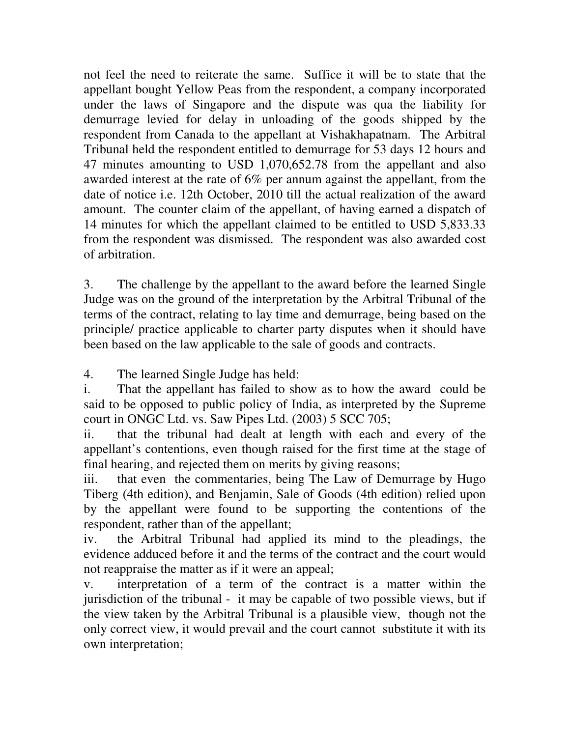not feel the need to reiterate the same. Suffice it will be to state that the appellant bought Yellow Peas from the respondent, a company incorporated under the laws of Singapore and the dispute was qua the liability for demurrage levied for delay in unloading of the goods shipped by the respondent from Canada to the appellant at Vishakhapatnam. The Arbitral Tribunal held the respondent entitled to demurrage for 53 days 12 hours and 47 minutes amounting to USD 1,070,652.78 from the appellant and also awarded interest at the rate of 6% per annum against the appellant, from the date of notice i.e. 12th October, 2010 till the actual realization of the award amount. The counter claim of the appellant, of having earned a dispatch of 14 minutes for which the appellant claimed to be entitled to USD 5,833.33 from the respondent was dismissed. The respondent was also awarded cost of arbitration.

3. The challenge by the appellant to the award before the learned Single Judge was on the ground of the interpretation by the Arbitral Tribunal of the terms of the contract, relating to lay time and demurrage, being based on the principle/ practice applicable to charter party disputes when it should have been based on the law applicable to the sale of goods and contracts.

4. The learned Single Judge has held:

i. That the appellant has failed to show as to how the award could be said to be opposed to public policy of India, as interpreted by the Supreme court in ONGC Ltd. vs. Saw Pipes Ltd. (2003) 5 SCC 705;

ii. that the tribunal had dealt at length with each and every of the appellant's contentions, even though raised for the first time at the stage of final hearing, and rejected them on merits by giving reasons;

iii. that even the commentaries, being The Law of Demurrage by Hugo Tiberg (4th edition), and Benjamin, Sale of Goods (4th edition) relied upon by the appellant were found to be supporting the contentions of the respondent, rather than of the appellant;

iv. the Arbitral Tribunal had applied its mind to the pleadings, the evidence adduced before it and the terms of the contract and the court would not reappraise the matter as if it were an appeal;

v. interpretation of a term of the contract is a matter within the jurisdiction of the tribunal - it may be capable of two possible views, but if the view taken by the Arbitral Tribunal is a plausible view, though not the only correct view, it would prevail and the court cannot substitute it with its own interpretation;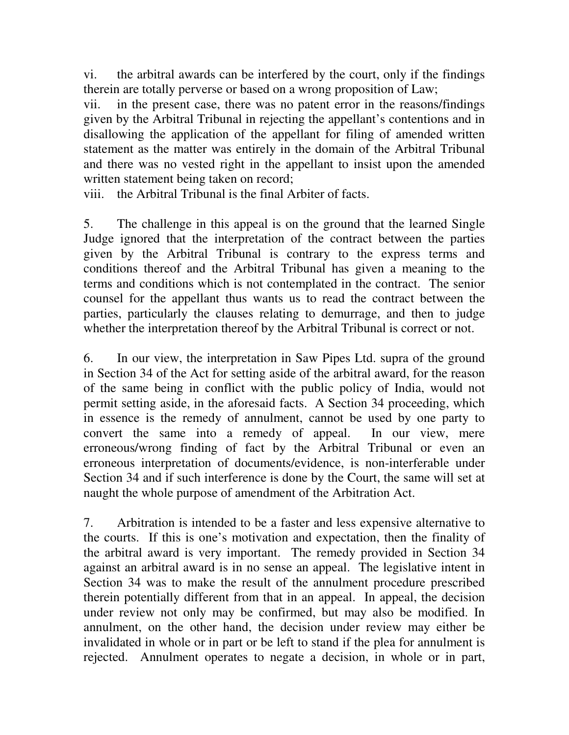vi. the arbitral awards can be interfered by the court, only if the findings therein are totally perverse or based on a wrong proposition of Law;

vii. in the present case, there was no patent error in the reasons/findings given by the Arbitral Tribunal in rejecting the appellant's contentions and in disallowing the application of the appellant for filing of amended written statement as the matter was entirely in the domain of the Arbitral Tribunal and there was no vested right in the appellant to insist upon the amended written statement being taken on record;

viii. the Arbitral Tribunal is the final Arbiter of facts.

5. The challenge in this appeal is on the ground that the learned Single Judge ignored that the interpretation of the contract between the parties given by the Arbitral Tribunal is contrary to the express terms and conditions thereof and the Arbitral Tribunal has given a meaning to the terms and conditions which is not contemplated in the contract. The senior counsel for the appellant thus wants us to read the contract between the parties, particularly the clauses relating to demurrage, and then to judge whether the interpretation thereof by the Arbitral Tribunal is correct or not.

6. In our view, the interpretation in Saw Pipes Ltd. supra of the ground in Section 34 of the Act for setting aside of the arbitral award, for the reason of the same being in conflict with the public policy of India, would not permit setting aside, in the aforesaid facts. A Section 34 proceeding, which in essence is the remedy of annulment, cannot be used by one party to convert the same into a remedy of appeal. In our view, mere erroneous/wrong finding of fact by the Arbitral Tribunal or even an erroneous interpretation of documents/evidence, is non-interferable under Section 34 and if such interference is done by the Court, the same will set at naught the whole purpose of amendment of the Arbitration Act.

7. Arbitration is intended to be a faster and less expensive alternative to the courts. If this is one's motivation and expectation, then the finality of the arbitral award is very important. The remedy provided in Section 34 against an arbitral award is in no sense an appeal. The legislative intent in Section 34 was to make the result of the annulment procedure prescribed therein potentially different from that in an appeal. In appeal, the decision under review not only may be confirmed, but may also be modified. In annulment, on the other hand, the decision under review may either be invalidated in whole or in part or be left to stand if the plea for annulment is rejected. Annulment operates to negate a decision, in whole or in part,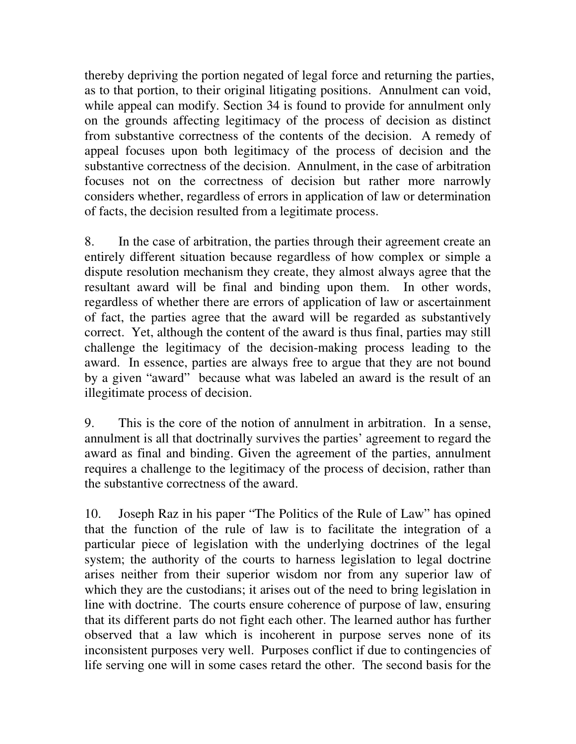thereby depriving the portion negated of legal force and returning the parties, as to that portion, to their original litigating positions. Annulment can void, while appeal can modify. Section 34 is found to provide for annulment only on the grounds affecting legitimacy of the process of decision as distinct from substantive correctness of the contents of the decision. A remedy of appeal focuses upon both legitimacy of the process of decision and the substantive correctness of the decision. Annulment, in the case of arbitration focuses not on the correctness of decision but rather more narrowly considers whether, regardless of errors in application of law or determination of facts, the decision resulted from a legitimate process.

8. In the case of arbitration, the parties through their agreement create an entirely different situation because regardless of how complex or simple a dispute resolution mechanism they create, they almost always agree that the resultant award will be final and binding upon them. In other words, regardless of whether there are errors of application of law or ascertainment of fact, the parties agree that the award will be regarded as substantively correct. Yet, although the content of the award is thus final, parties may still challenge the legitimacy of the decision-making process leading to the award. In essence, parties are always free to argue that they are not bound by a given "award" because what was labeled an award is the result of an illegitimate process of decision.

9. This is the core of the notion of annulment in arbitration. In a sense, annulment is all that doctrinally survives the parties' agreement to regard the award as final and binding. Given the agreement of the parties, annulment requires a challenge to the legitimacy of the process of decision, rather than the substantive correctness of the award.

10. Joseph Raz in his paper "The Politics of the Rule of Law" has opined that the function of the rule of law is to facilitate the integration of a particular piece of legislation with the underlying doctrines of the legal system; the authority of the courts to harness legislation to legal doctrine arises neither from their superior wisdom nor from any superior law of which they are the custodians; it arises out of the need to bring legislation in line with doctrine. The courts ensure coherence of purpose of law, ensuring that its different parts do not fight each other. The learned author has further observed that a law which is incoherent in purpose serves none of its inconsistent purposes very well. Purposes conflict if due to contingencies of life serving one will in some cases retard the other. The second basis for the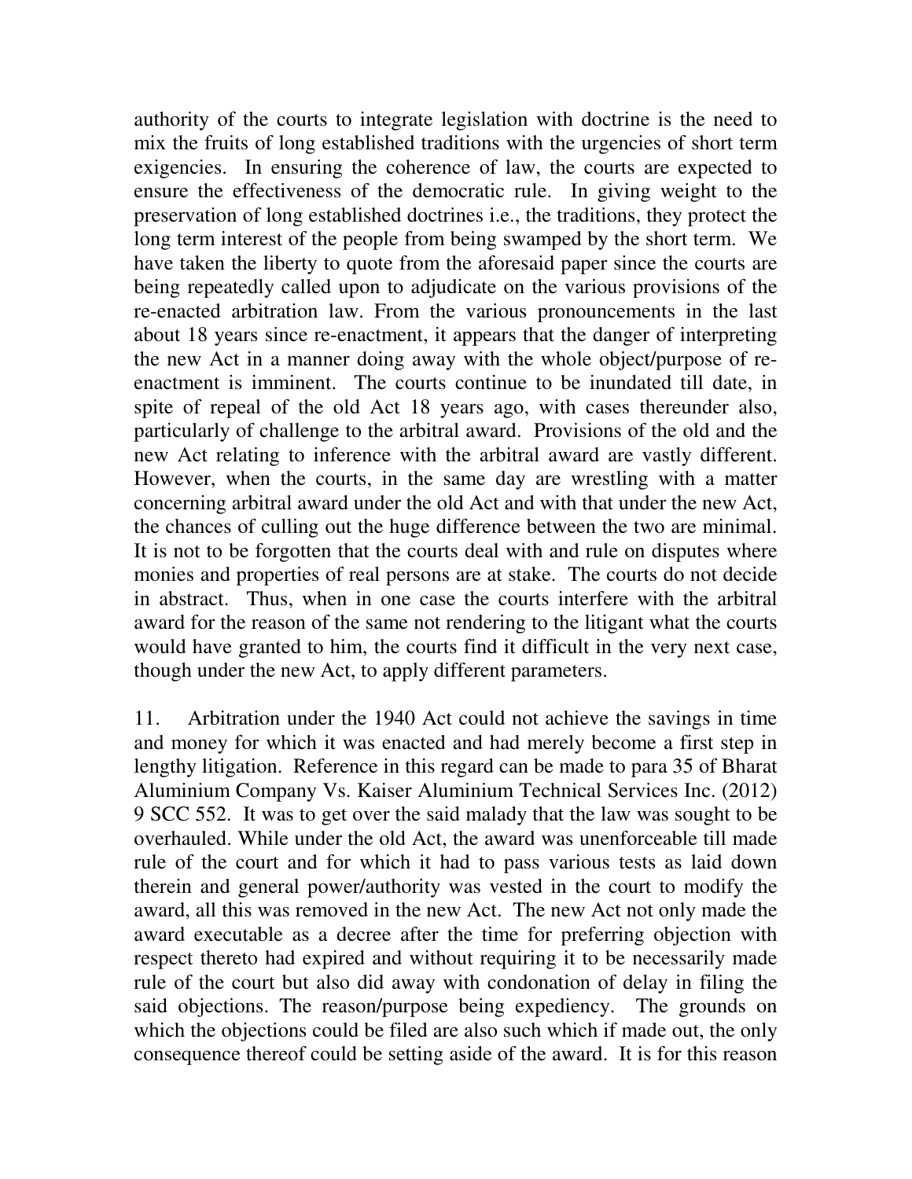authority of the courts to integrate legislation with doctrine is the need to mix the fruits of long established traditions with the urgencies of short term exigencies. In ensuring the coherence of law, the courts are expected to ensure the effectiveness of the democratic rule. In giving weight to the preservation of long established doctrines i.e., the traditions, they protect the long term interest of the people from being swamped by the short term. We have taken the liberty to quote from the aforesaid paper since the courts are being repeatedly called upon to adjudicate on the various provisions of the re-enacted arbitration law. From the various pronouncements in the last about 18 years since re-enactment, it appears that the danger of interpreting the new Act in a manner doing away with the whole object/purpose of re-enactment is imminent. The courts continue to be inundated till date, in spite of repeal of the old Act 18 years ago, with cases thereunder also, particularly of challenge to the arbitral award. Provisions of the old and the new Act relating to inference with the arbitral award are vastly different. However, when the courts, in the same day are wrestling with a matter concerning arbitral award under the old Act and with that under the new Act, the chances of culling out the huge difference between the two are minimal. It is not to be forgotten that the courts deal with and rule on disputes where monies and properties of real persons are at stake. The courts do not decide in abstract. Thus, when in one case the courts interfere with the arbitral award for the reason of the same not rendering to the litigant what the courts would have granted to him, the courts find it difficult in the very next case, though under the new Act, to apply different parameters.

11. Arbitration under the 1940 Act could not achieve the savings in time and money for which it was enacted and had merely become a first step in lengthy litigation. Reference in this regard can be made to para 35 of Bharat Aluminium Company Vs. Kaiser Aluminium Technical Services Inc. (2012) 9 SCC 552. It was to get over the said malady that the law was sought to be overhauled. While under the old Act, the award was unenforceable till made rule of the court and for which it had to pass various tests as laid down therein and general power/authority was vested in the court to modify the award, all this was removed in the new Act. The new Act not only made the award executable as a decree after the time for preferring objection with respect thereto had expired and without requiring it to be necessarily made rule of the court but also did away with condonation of delay in filing the said objections. The reason/purpose being expediency. The grounds on which the objections could be filed are also such which if made out, the only consequence thereof could be setting aside of the award. It is for this reason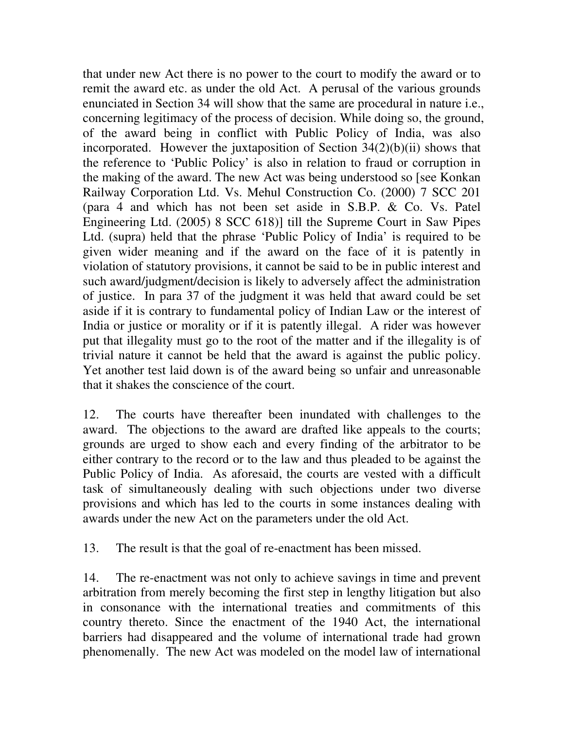that under new Act there is no power to the court to modify the award or to remit the award etc. as under the old Act. A perusal of the various grounds enunciated in Section 34 will show that the same are procedural in nature i.e., concerning legitimacy of the process of decision. While doing so, the ground, of the award being in conflict with Public Policy of India, was also incorporated. However the juxtaposition of Section 34(2)(b)(ii) shows that the reference to 'Public Policy' is also in relation to fraud or corruption in the making of the award. The new Act was being understood so [see Konkan Railway Corporation Ltd. Vs. Mehul Construction Co. (2000) 7 SCC 201 (para 4 and which has not been set aside in S.B.P. & Co. Vs. Patel Engineering Ltd. (2005) 8 SCC 618)] till the Supreme Court in Saw Pipes Ltd. (supra) held that the phrase 'Public Policy of India' is required to be given wider meaning and if the award on the face of it is patently in violation of statutory provisions, it cannot be said to be in public interest and such award/judgment/decision is likely to adversely affect the administration of justice. In para 37 of the judgment it was held that award could be set aside if it is contrary to fundamental policy of Indian Law or the interest of India or justice or morality or if it is patently illegal. A rider was however put that illegality must go to the root of the matter and if the illegality is of trivial nature it cannot be held that the award is against the public policy. Yet another test laid down is of the award being so unfair and unreasonable that it shakes the conscience of the court.

12. The courts have thereafter been inundated with challenges to the award. The objections to the award are drafted like appeals to the courts; grounds are urged to show each and every finding of the arbitrator to be either contrary to the record or to the law and thus pleaded to be against the Public Policy of India. As aforesaid, the courts are vested with a difficult task of simultaneously dealing with such objections under two diverse provisions and which has led to the courts in some instances dealing with awards under the new Act on the parameters under the old Act.

13. The result is that the goal of re-enactment has been missed.

14. The re-enactment was not only to achieve savings in time and prevent arbitration from merely becoming the first step in lengthy litigation but also in consonance with the international treaties and commitments of this country thereto. Since the enactment of the 1940 Act, the international barriers had disappeared and the volume of international trade had grown phenomenally. The new Act was modeled on the model law of international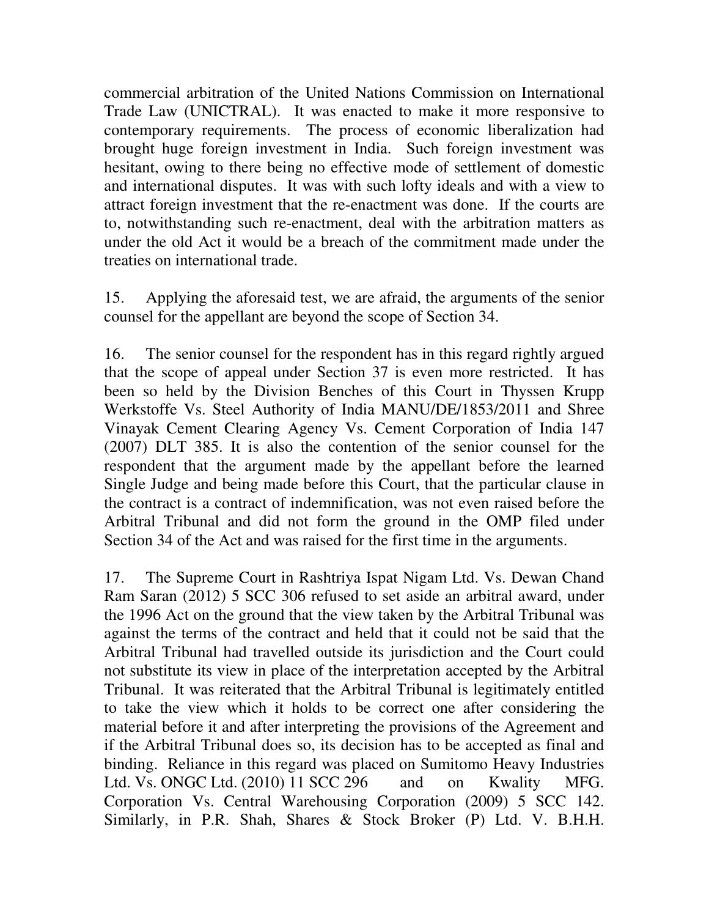commercial arbitration of the United Nations Commission on International Trade Law (UNICTRAL). It was enacted to make it more responsive to contemporary requirements. The process of economic liberalization had brought huge foreign investment in India. Such foreign investment was hesitant, owing to there being no effective mode of settlement of domestic and international disputes. It was with such lofty ideals and with a view to attract foreign investment that the re-enactment was done. If the courts are to, notwithstanding such re-enactment, deal with the arbitration matters as under the old Act it would be a breach of the commitment made under the treaties on international trade.

15. Applying the aforesaid test, we are afraid, the arguments of the senior counsel for the appellant are beyond the scope of Section 34.

16. The senior counsel for the respondent has in this regard rightly argued that the scope of appeal under Section 37 is even more restricted. It has been so held by the Division Benches of this Court in Thyssen Krupp Werkstoffe Vs. Steel Authority of India MANU/DE/1853/2011 and Shree Vinayak Cement Clearing Agency Vs. Cement Corporation of India 147 (2007) DLT 385. It is also the contention of the senior counsel for the respondent that the argument made by the appellant before the learned Single Judge and being made before this Court, that the particular clause in the contract is a contract of indemnification, was not even raised before the Arbitral Tribunal and did not form the ground in the OMP filed under Section 34 of the Act and was raised for the first time in the arguments.

17. The Supreme Court in Rashtriya Ispat Nigam Ltd. Vs. Dewan Chand Ram Saran (2012) 5 SCC 306 refused to set aside an arbitral award, under the 1996 Act on the ground that the view taken by the Arbitral Tribunal was against the terms of the contract and held that it could not be said that the Arbitral Tribunal had travelled outside its jurisdiction and the Court could not substitute its view in place of the interpretation accepted by the Arbitral Tribunal. It was reiterated that the Arbitral Tribunal is legitimately entitled to take the view which it holds to be correct one after considering the material before it and after interpreting the provisions of the Agreement and if the Arbitral Tribunal does so, its decision has to be accepted as final and binding. Reliance in this regard was placed on Sumitomo Heavy Industries Ltd. Vs. ONGC Ltd. (2010) 11 SCC 296 and on Kwality MFG. Corporation Vs. Central Warehousing Corporation (2009) 5 SCC 142. Similarly, in P.R. Shah, Shares & Stock Broker (P) Ltd. V. B.H.H.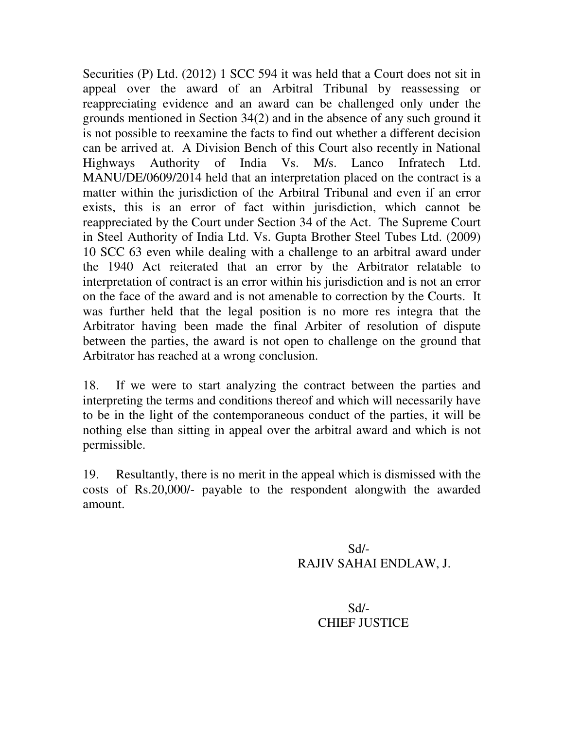Securities (P) Ltd. (2012) 1 SCC 594 it was held that a Court does not sit in appeal over the award of an Arbitral Tribunal by reassessing or reappreciating evidence and an award can be challenged only under the grounds mentioned in Section 34(2) and in the absence of any such ground it is not possible to reexamine the facts to find out whether a different decision can be arrived at. A Division Bench of this Court also recently in National Highways Authority of India Vs. M/s. Lanco Infratech Ltd. MANU/DE/0609/2014 held that an interpretation placed on the contract is a matter within the jurisdiction of the Arbitral Tribunal and even if an error exists, this is an error of fact within jurisdiction, which cannot be reappreciated by the Court under Section 34 of the Act. The Supreme Court in Steel Authority of India Ltd. Vs. Gupta Brother Steel Tubes Ltd. (2009) 10 SCC 63 even while dealing with a challenge to an arbitral award under the 1940 Act reiterated that an error by the Arbitrator relatable to interpretation of contract is an error within his jurisdiction and is not an error on the face of the award and is not amenable to correction by the Courts. It was further held that the legal position is no more res integra that the Arbitrator having been made the final Arbiter of resolution of dispute between the parties, the award is not open to challenge on the ground that Arbitrator has reached at a wrong conclusion.

18. If we were to start analyzing the contract between the parties and interpreting the terms and conditions thereof and which will necessarily have to be in the light of the contemporaneous conduct of the parties, it will be nothing else than sitting in appeal over the arbitral award and which is not permissible.

19. Resultantly, there is no merit in the appeal which is dismissed with the costs of Rs.20,000/- payable to the respondent alongwith the awarded amount.

Sd/-
RAJIV SAHAI ENDLAW, J.

Sd/-
CHIEF JUSTICE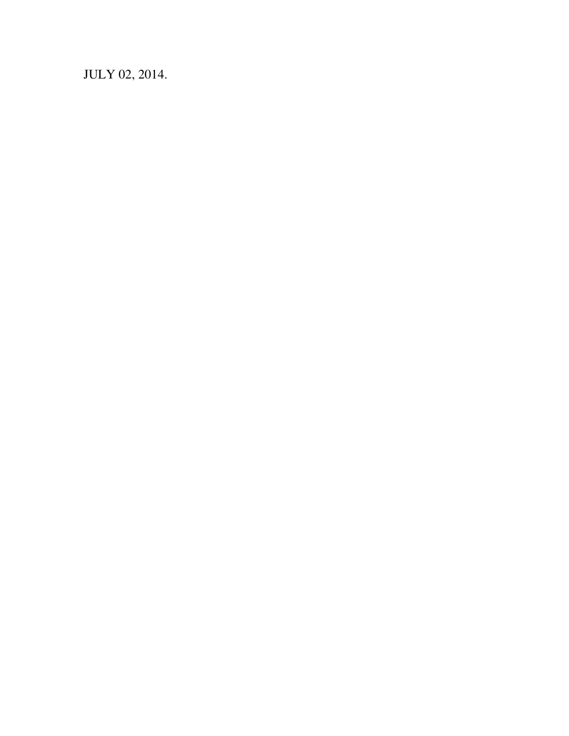JULY 02, 2014.